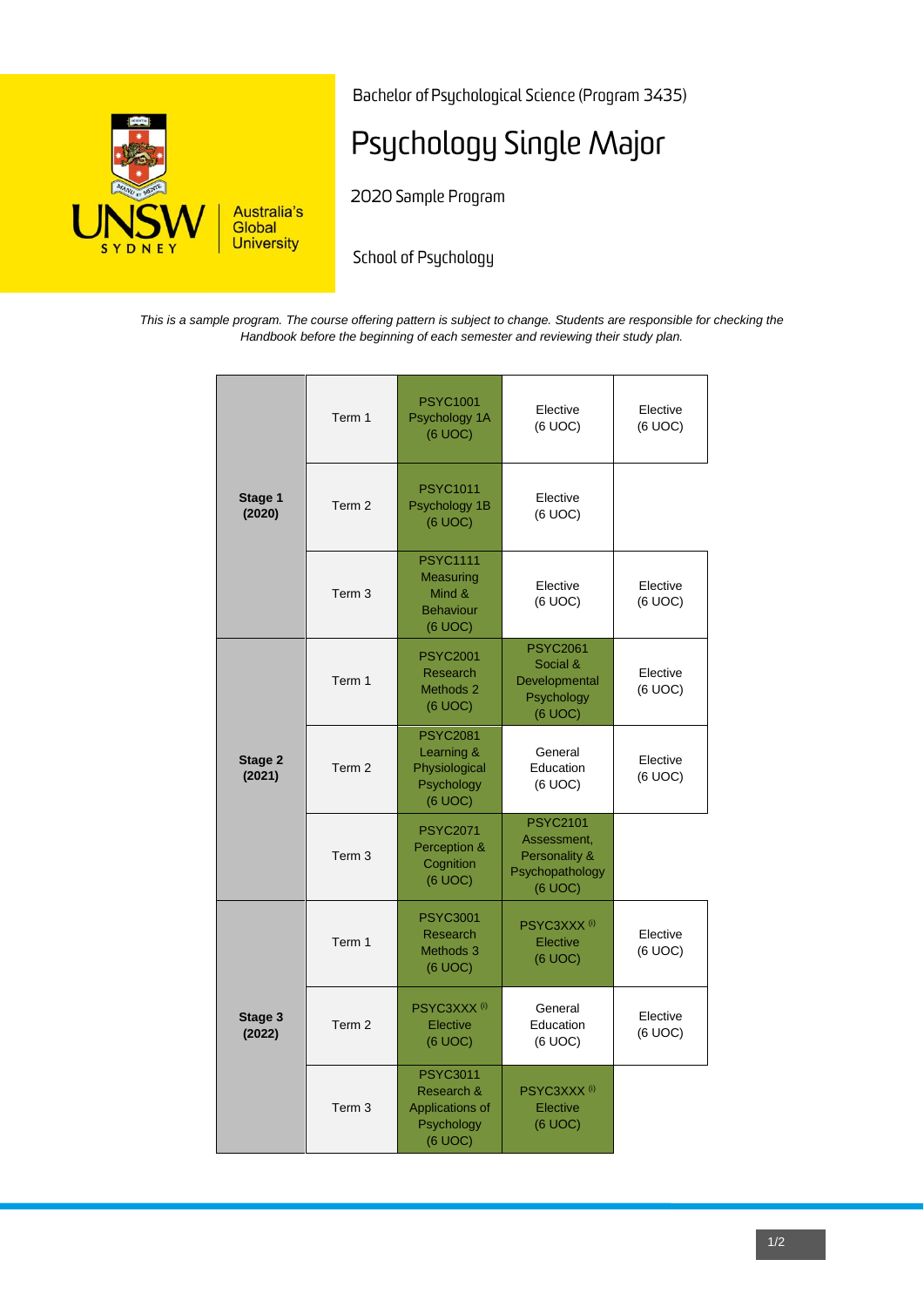Bachelor of Psychological Science (Program 3435)

# Psychology Single Major

2020 Sample Program

School of Psychology

*This is a sample program. The course offering pattern is subject to change. Students are responsible for checking the Handbook before the beginning of each semester and reviewing their study plan.*

| Stage | Term | | | |
|---|---|---|---|---|
| **Stage 1 (2020)** | Term 1 | PSYC1001 Psychology 1A (6 UOC) | Elective (6 UOC) | Elective (6 UOC) |
| | Term 2 | PSYC1011 Psychology 1B (6 UOC) | Elective (6 UOC) | |
| | Term 3 | PSYC1111 Measuring Mind & Behaviour (6 UOC) | Elective (6 UOC) | Elective (6 UOC) |
| **Stage 2 (2021)** | Term 1 | PSYC2001 Research Methods 2 (6 UOC) | PSYC2061 Social & Developmental Psychology (6 UOC) | Elective (6 UOC) |
| | Term 2 | PSYC2081 Learning & Physiological Psychology (6 UOC) | General Education (6 UOC) | Elective (6 UOC) |
| | Term 3 | PSYC2071 Perception & Cognition (6 UOC) | PSYC2101 Assessment, Personality & Psychopathology (6 UOC) | |
| **Stage 3 (2022)** | Term 1 | PSYC3001 Research Methods 3 (6 UOC) | PSYC3XXX (i) Elective (6 UOC) | Elective (6 UOC) |
| | Term 2 | PSYC3XXX (i) Elective (6 UOC) | General Education (6 UOC) | Elective (6 UOC) |
| | Term 3 | PSYC3011 Research & Applications of Psychology (6 UOC) | PSYC3XXX (i) Elective (6 UOC) | |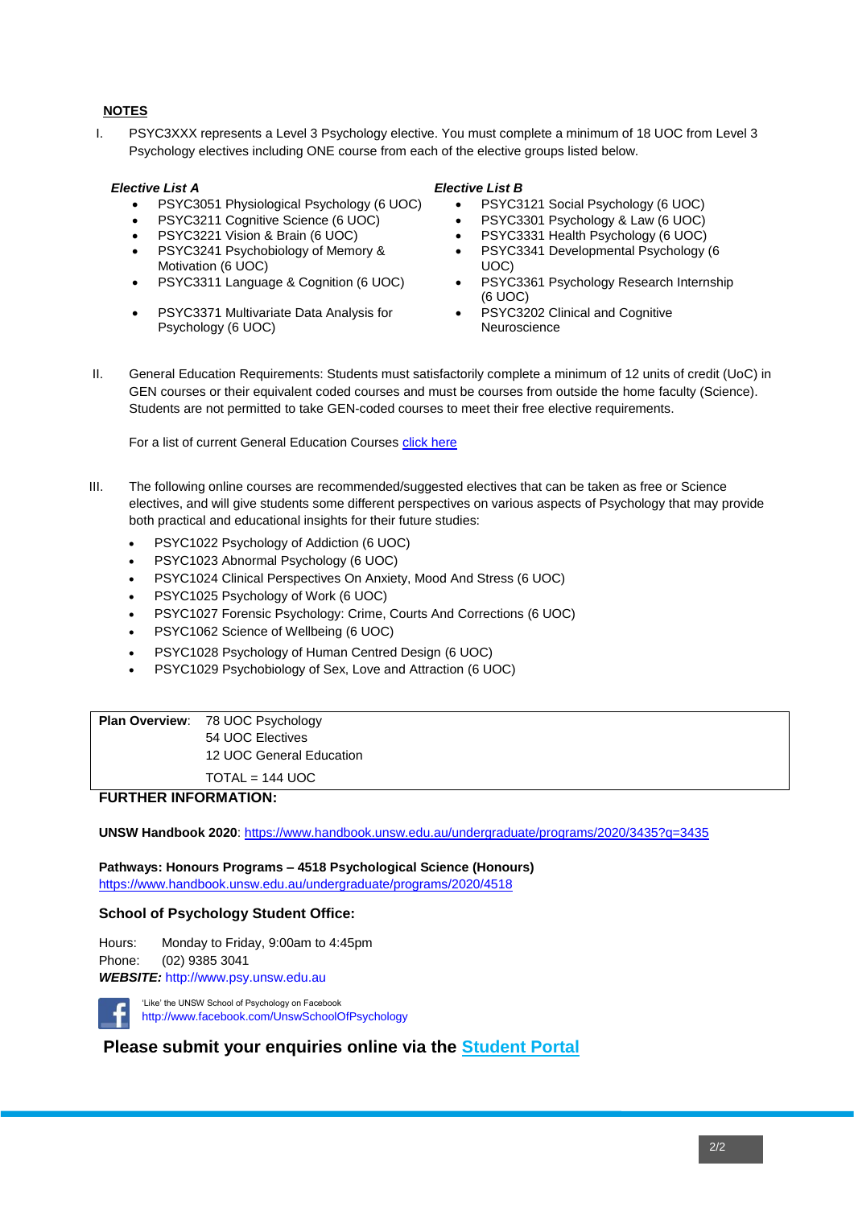## NOTES

I. PSYC3XXX represents a Level 3 Psychology elective. You must complete a minimum of 18 UOC from Level 3 Psychology electives including ONE course from each of the elective groups listed below.

***Elective List A***

- PSYC3051 Physiological Psychology (6 UOC)
- PSYC3211 Cognitive Science (6 UOC)
- PSYC3221 Vision & Brain (6 UOC)
- PSYC3241 Psychobiology of Memory & Motivation (6 UOC)
- PSYC3311 Language & Cognition (6 UOC)
- PSYC3371 Multivariate Data Analysis for Psychology (6 UOC)

***Elective List B***

- PSYC3121 Social Psychology (6 UOC)
- PSYC3301 Psychology & Law (6 UOC)
- PSYC3331 Health Psychology (6 UOC)
- PSYC3341 Developmental Psychology (6 UOC)
- PSYC3361 Psychology Research Internship (6 UOC)
- PSYC3202 Clinical and Cognitive Neuroscience

II. General Education Requirements: Students must satisfactorily complete a minimum of 12 units of credit (UoC) in GEN courses or their equivalent coded courses and must be courses from outside the home faculty (Science). Students are not permitted to take GEN-coded courses to meet their free elective requirements.

For a list of current General Education Courses [click here]

III. The following online courses are recommended/suggested electives that can be taken as free or Science electives, and will give students some different perspectives on various aspects of Psychology that may provide both practical and educational insights for their future studies:

- PSYC1022 Psychology of Addiction (6 UOC)
- PSYC1023 Abnormal Psychology (6 UOC)
- PSYC1024 Clinical Perspectives On Anxiety, Mood And Stress (6 UOC)
- PSYC1025 Psychology of Work (6 UOC)
- PSYC1027 Forensic Psychology: Crime, Courts And Corrections (6 UOC)
- PSYC1062 Science of Wellbeing (6 UOC)
- PSYC1028 Psychology of Human Centred Design (6 UOC)
- PSYC1029 Psychobiology of Sex, Love and Attraction (6 UOC)

| | |
|---|---|
| **Plan Overview**: | 78 UOC Psychology<br>54 UOC Electives<br>12 UOC General Education<br>TOTAL = 144 UOC |

**FURTHER INFORMATION:**

**UNSW Handbook 2020**: https://www.handbook.unsw.edu.au/undergraduate/programs/2020/3435?q=3435

**Pathways: Honours Programs – 4518 Psychological Science (Honours)**
https://www.handbook.unsw.edu.au/undergraduate/programs/2020/4518

**School of Psychology Student Office:**

Hours: Monday to Friday, 9:00am to 4:45pm
Phone: (02) 9385 3041
***WEBSITE:*** http://www.psy.unsw.edu.au

'Like' the UNSW School of Psychology on Facebook
http://www.facebook.com/UnswSchoolOfPsychology

**Please submit your enquiries online via the Student Portal**